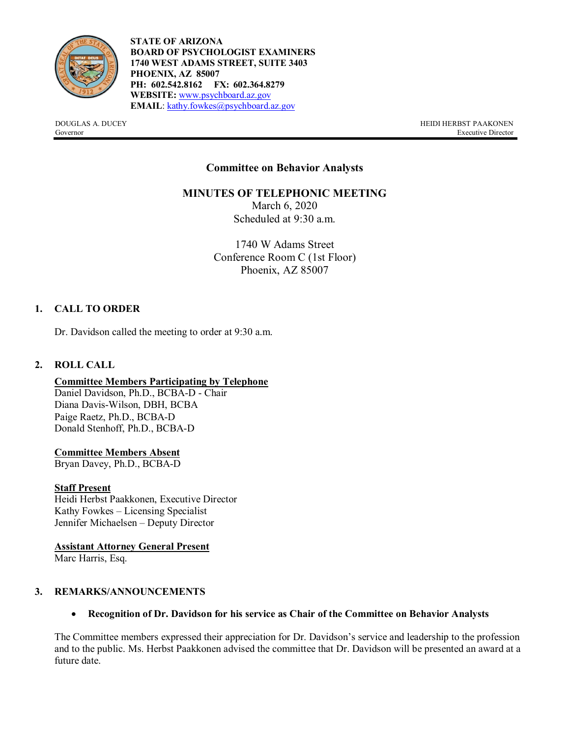**STATE OF ARIZONA**
**BOARD OF PSYCHOLOGIST EXAMINERS**
**1740 WEST ADAMS STREET, SUITE 3403**
**PHOENIX, AZ 85007**
**PH: 602.542.8162 FX: 602.364.8279**
**WEBSITE:** www.psychboard.az.gov
**EMAIL**: kathy.fowkes@psychboard.az.gov

DOUGLAS A. DUCEY
Governor

HEIDI HERBST PAAKONEN
Executive Director

## Committee on Behavior Analysts

## MINUTES OF TELEPHONIC MEETING

March 6, 2020
Scheduled at 9:30 a.m.

1740 W Adams Street
Conference Room C (1st Floor)
Phoenix, AZ 85007

### 1. CALL TO ORDER

Dr. Davidson called the meeting to order at 9:30 a.m.

### 2. ROLL CALL

**Committee Members Participating by Telephone**
Daniel Davidson, Ph.D., BCBA-D - Chair
Diana Davis-Wilson, DBH, BCBA
Paige Raetz, Ph.D., BCBA-D
Donald Stenhoff, Ph.D., BCBA-D

**Committee Members Absent**
Bryan Davey, Ph.D., BCBA-D

**Staff Present**
Heidi Herbst Paakkonen, Executive Director
Kathy Fowkes – Licensing Specialist
Jennifer Michaelsen – Deputy Director

**Assistant Attorney General Present**
Marc Harris, Esq.

### 3. REMARKS/ANNOUNCEMENTS

- **Recognition of Dr. Davidson for his service as Chair of the Committee on Behavior Analysts**

The Committee members expressed their appreciation for Dr. Davidson's service and leadership to the profession and to the public. Ms. Herbst Paakkonen advised the committee that Dr. Davidson will be presented an award at a future date.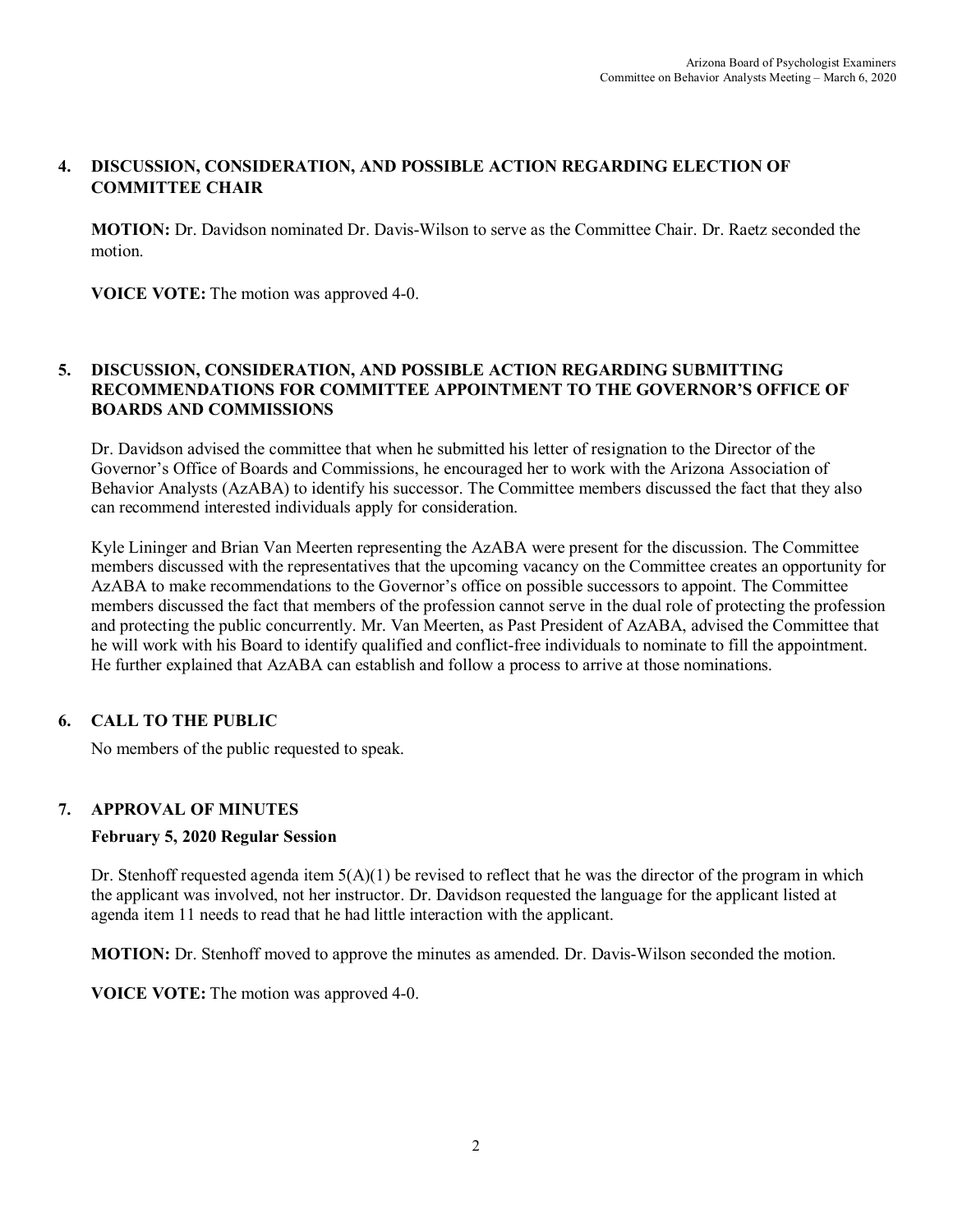## 4. DISCUSSION, CONSIDERATION, AND POSSIBLE ACTION REGARDING ELECTION OF COMMITTEE CHAIR

**MOTION:** Dr. Davidson nominated Dr. Davis-Wilson to serve as the Committee Chair. Dr. Raetz seconded the motion.

**VOICE VOTE:** The motion was approved 4-0.

## 5. DISCUSSION, CONSIDERATION, AND POSSIBLE ACTION REGARDING SUBMITTING RECOMMENDATIONS FOR COMMITTEE APPOINTMENT TO THE GOVERNOR'S OFFICE OF BOARDS AND COMMISSIONS

Dr. Davidson advised the committee that when he submitted his letter of resignation to the Director of the Governor's Office of Boards and Commissions, he encouraged her to work with the Arizona Association of Behavior Analysts (AzABA) to identify his successor. The Committee members discussed the fact that they also can recommend interested individuals apply for consideration.

Kyle Lininger and Brian Van Meerten representing the AzABA were present for the discussion. The Committee members discussed with the representatives that the upcoming vacancy on the Committee creates an opportunity for AzABA to make recommendations to the Governor's office on possible successors to appoint. The Committee members discussed the fact that members of the profession cannot serve in the dual role of protecting the profession and protecting the public concurrently. Mr. Van Meerten, as Past President of AzABA, advised the Committee that he will work with his Board to identify qualified and conflict-free individuals to nominate to fill the appointment. He further explained that AzABA can establish and follow a process to arrive at those nominations.

## 6. CALL TO THE PUBLIC

No members of the public requested to speak.

## 7. APPROVAL OF MINUTES

**February 5, 2020 Regular Session**

Dr. Stenhoff requested agenda item 5(A)(1) be revised to reflect that he was the director of the program in which the applicant was involved, not her instructor. Dr. Davidson requested the language for the applicant listed at agenda item 11 needs to read that he had little interaction with the applicant.

**MOTION:** Dr. Stenhoff moved to approve the minutes as amended. Dr. Davis-Wilson seconded the motion.

**VOICE VOTE:** The motion was approved 4-0.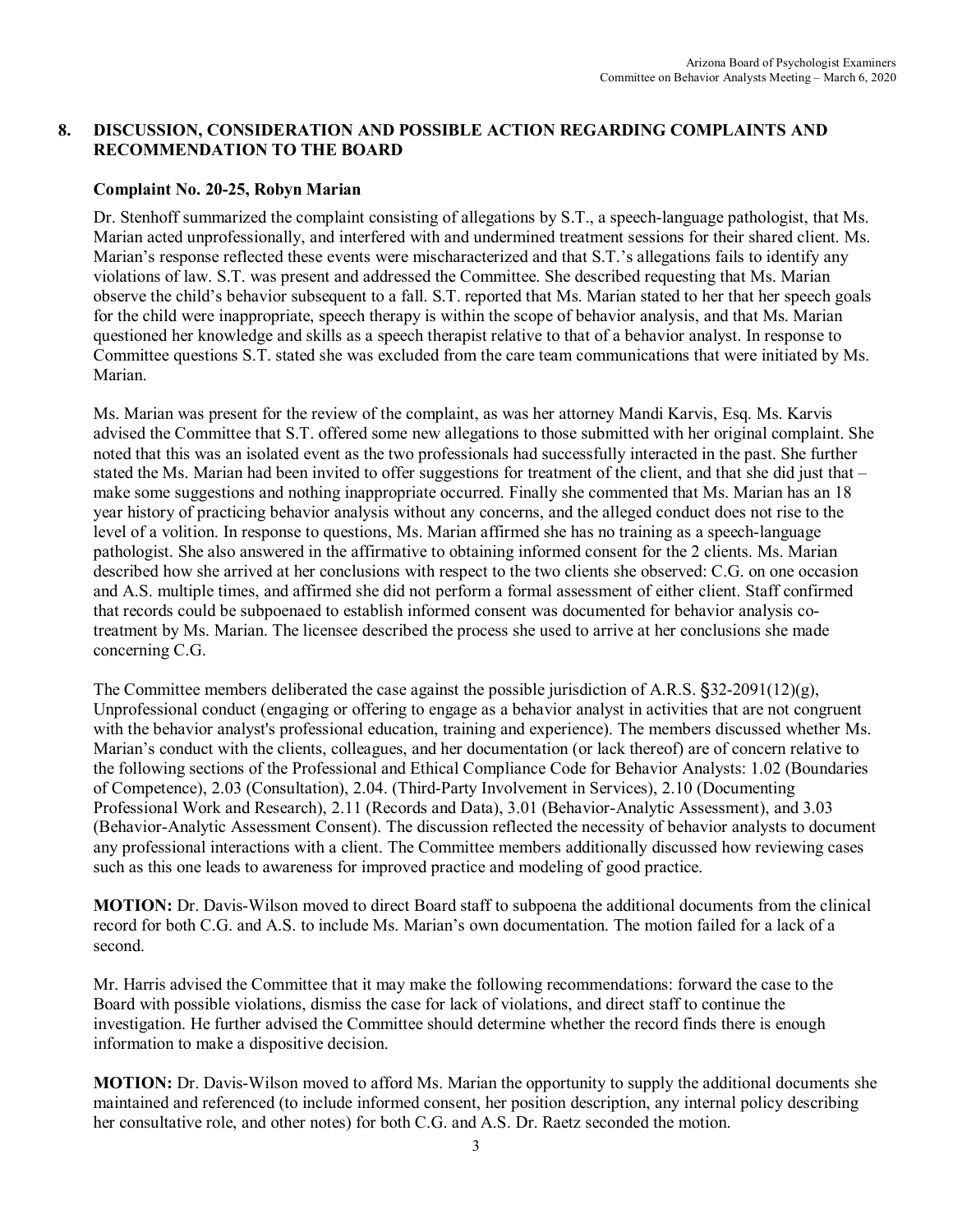## 8. DISCUSSION, CONSIDERATION AND POSSIBLE ACTION REGARDING COMPLAINTS AND RECOMMENDATION TO THE BOARD

### Complaint No. 20-25, Robyn Marian

Dr. Stenhoff summarized the complaint consisting of allegations by S.T., a speech-language pathologist, that Ms. Marian acted unprofessionally, and interfered with and undermined treatment sessions for their shared client. Ms. Marian's response reflected these events were mischaracterized and that S.T.'s allegations fails to identify any violations of law. S.T. was present and addressed the Committee. She described requesting that Ms. Marian observe the child's behavior subsequent to a fall. S.T. reported that Ms. Marian stated to her that her speech goals for the child were inappropriate, speech therapy is within the scope of behavior analysis, and that Ms. Marian questioned her knowledge and skills as a speech therapist relative to that of a behavior analyst. In response to Committee questions S.T. stated she was excluded from the care team communications that were initiated by Ms. Marian.

Ms. Marian was present for the review of the complaint, as was her attorney Mandi Karvis, Esq. Ms. Karvis advised the Committee that S.T. offered some new allegations to those submitted with her original complaint. She noted that this was an isolated event as the two professionals had successfully interacted in the past. She further stated the Ms. Marian had been invited to offer suggestions for treatment of the client, and that she did just that – make some suggestions and nothing inappropriate occurred. Finally she commented that Ms. Marian has an 18 year history of practicing behavior analysis without any concerns, and the alleged conduct does not rise to the level of a volition. In response to questions, Ms. Marian affirmed she has no training as a speech-language pathologist. She also answered in the affirmative to obtaining informed consent for the 2 clients. Ms. Marian described how she arrived at her conclusions with respect to the two clients she observed: C.G. on one occasion and A.S. multiple times, and affirmed she did not perform a formal assessment of either client. Staff confirmed that records could be subpoenaed to establish informed consent was documented for behavior analysis co-treatment by Ms. Marian. The licensee described the process she used to arrive at her conclusions she made concerning C.G.

The Committee members deliberated the case against the possible jurisdiction of A.R.S. §32-2091(12)(g), Unprofessional conduct (engaging or offering to engage as a behavior analyst in activities that are not congruent with the behavior analyst's professional education, training and experience). The members discussed whether Ms. Marian's conduct with the clients, colleagues, and her documentation (or lack thereof) are of concern relative to the following sections of the Professional and Ethical Compliance Code for Behavior Analysts: 1.02 (Boundaries of Competence), 2.03 (Consultation), 2.04. (Third-Party Involvement in Services), 2.10 (Documenting Professional Work and Research), 2.11 (Records and Data), 3.01 (Behavior-Analytic Assessment), and 3.03 (Behavior-Analytic Assessment Consent). The discussion reflected the necessity of behavior analysts to document any professional interactions with a client. The Committee members additionally discussed how reviewing cases such as this one leads to awareness for improved practice and modeling of good practice.

**MOTION:** Dr. Davis-Wilson moved to direct Board staff to subpoena the additional documents from the clinical record for both C.G. and A.S. to include Ms. Marian's own documentation. The motion failed for a lack of a second.

Mr. Harris advised the Committee that it may make the following recommendations: forward the case to the Board with possible violations, dismiss the case for lack of violations, and direct staff to continue the investigation. He further advised the Committee should determine whether the record finds there is enough information to make a dispositive decision.

**MOTION:** Dr. Davis-Wilson moved to afford Ms. Marian the opportunity to supply the additional documents she maintained and referenced (to include informed consent, her position description, any internal policy describing her consultative role, and other notes) for both C.G. and A.S. Dr. Raetz seconded the motion.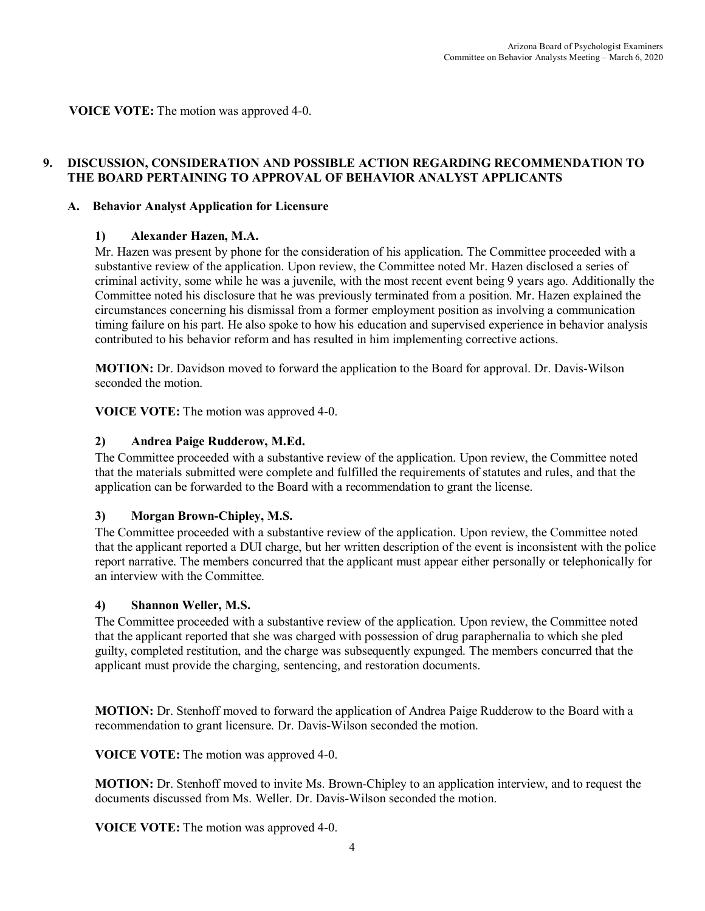**VOICE VOTE:** The motion was approved 4-0.

## 9. DISCUSSION, CONSIDERATION AND POSSIBLE ACTION REGARDING RECOMMENDATION TO THE BOARD PERTAINING TO APPROVAL OF BEHAVIOR ANALYST APPLICANTS

### A. Behavior Analyst Application for Licensure

#### 1) Alexander Hazen, M.A.

Mr. Hazen was present by phone for the consideration of his application. The Committee proceeded with a substantive review of the application. Upon review, the Committee noted Mr. Hazen disclosed a series of criminal activity, some while he was a juvenile, with the most recent event being 9 years ago. Additionally the Committee noted his disclosure that he was previously terminated from a position. Mr. Hazen explained the circumstances concerning his dismissal from a former employment position as involving a communication timing failure on his part. He also spoke to how his education and supervised experience in behavior analysis contributed to his behavior reform and has resulted in him implementing corrective actions.

**MOTION:** Dr. Davidson moved to forward the application to the Board for approval. Dr. Davis-Wilson seconded the motion.

**VOICE VOTE:** The motion was approved 4-0.

#### 2) Andrea Paige Rudderow, M.Ed.

The Committee proceeded with a substantive review of the application. Upon review, the Committee noted that the materials submitted were complete and fulfilled the requirements of statutes and rules, and that the application can be forwarded to the Board with a recommendation to grant the license.

#### 3) Morgan Brown-Chipley, M.S.

The Committee proceeded with a substantive review of the application. Upon review, the Committee noted that the applicant reported a DUI charge, but her written description of the event is inconsistent with the police report narrative. The members concurred that the applicant must appear either personally or telephonically for an interview with the Committee.

#### 4) Shannon Weller, M.S.

The Committee proceeded with a substantive review of the application. Upon review, the Committee noted that the applicant reported that she was charged with possession of drug paraphernalia to which she pled guilty, completed restitution, and the charge was subsequently expunged. The members concurred that the applicant must provide the charging, sentencing, and restoration documents.

**MOTION:** Dr. Stenhoff moved to forward the application of Andrea Paige Rudderow to the Board with a recommendation to grant licensure. Dr. Davis-Wilson seconded the motion.

**VOICE VOTE:** The motion was approved 4-0.

**MOTION:** Dr. Stenhoff moved to invite Ms. Brown-Chipley to an application interview, and to request the documents discussed from Ms. Weller. Dr. Davis-Wilson seconded the motion.

**VOICE VOTE:** The motion was approved 4-0.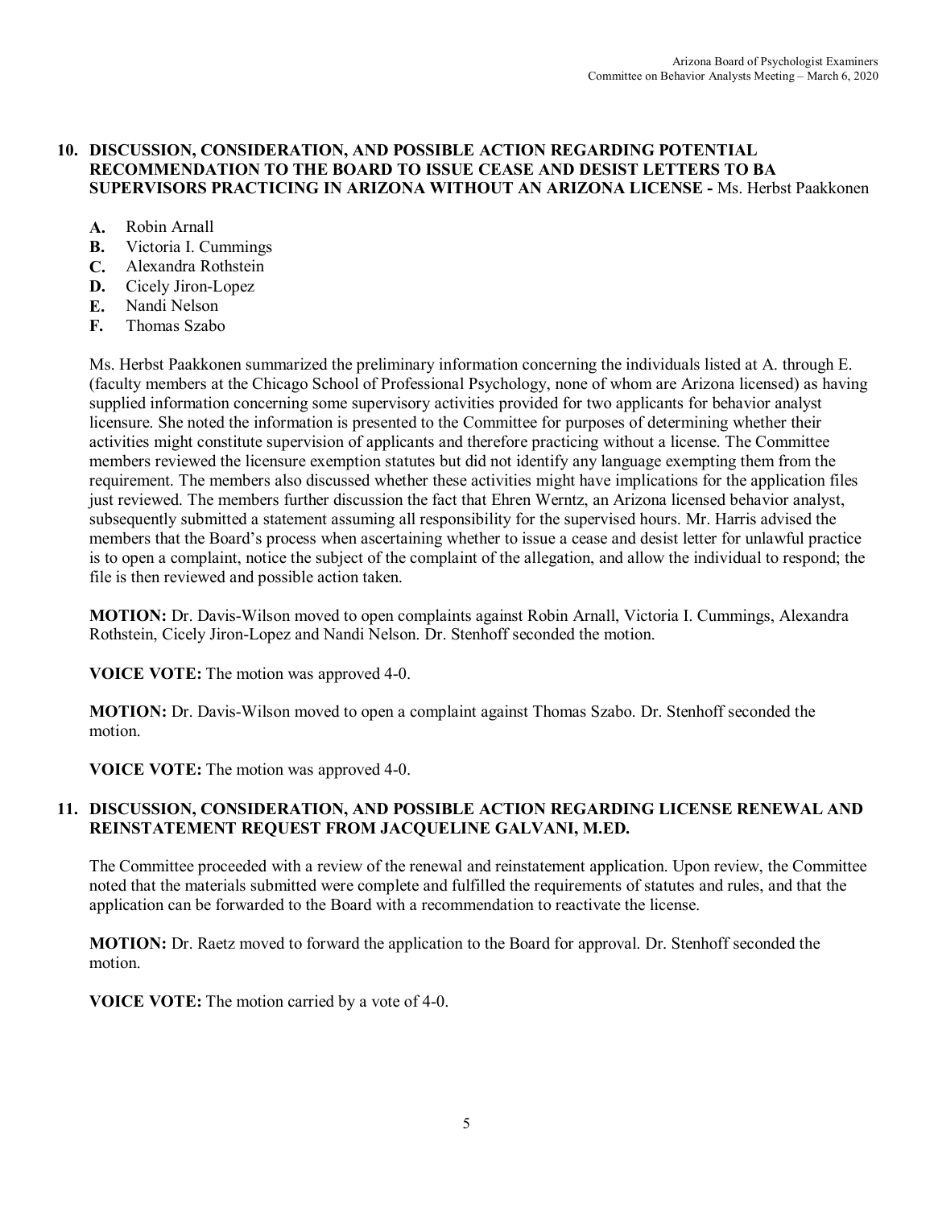**10. DISCUSSION, CONSIDERATION, AND POSSIBLE ACTION REGARDING POTENTIAL RECOMMENDATION TO THE BOARD TO ISSUE CEASE AND DESIST LETTERS TO BA SUPERVISORS PRACTICING IN ARIZONA WITHOUT AN ARIZONA LICENSE -** Ms. Herbst Paakkonen

- **A.** Robin Arnall
- **B.** Victoria I. Cummings
- **C.** Alexandra Rothstein
- **D.** Cicely Jiron-Lopez
- **E.** Nandi Nelson
- **F.** Thomas Szabo

Ms. Herbst Paakkonen summarized the preliminary information concerning the individuals listed at A. through E. (faculty members at the Chicago School of Professional Psychology, none of whom are Arizona licensed) as having supplied information concerning some supervisory activities provided for two applicants for behavior analyst licensure. She noted the information is presented to the Committee for purposes of determining whether their activities might constitute supervision of applicants and therefore practicing without a license. The Committee members reviewed the licensure exemption statutes but did not identify any language exempting them from the requirement. The members also discussed whether these activities might have implications for the application files just reviewed. The members further discussion the fact that Ehren Werntz, an Arizona licensed behavior analyst, subsequently submitted a statement assuming all responsibility for the supervised hours. Mr. Harris advised the members that the Board's process when ascertaining whether to issue a cease and desist letter for unlawful practice is to open a complaint, notice the subject of the complaint of the allegation, and allow the individual to respond; the file is then reviewed and possible action taken.

**MOTION:** Dr. Davis-Wilson moved to open complaints against Robin Arnall, Victoria I. Cummings, Alexandra Rothstein, Cicely Jiron-Lopez and Nandi Nelson. Dr. Stenhoff seconded the motion.

**VOICE VOTE:** The motion was approved 4-0.

**MOTION:** Dr. Davis-Wilson moved to open a complaint against Thomas Szabo. Dr. Stenhoff seconded the motion.

**VOICE VOTE:** The motion was approved 4-0.

**11. DISCUSSION, CONSIDERATION, AND POSSIBLE ACTION REGARDING LICENSE RENEWAL AND REINSTATEMENT REQUEST FROM JACQUELINE GALVANI, M.ED.**

The Committee proceeded with a review of the renewal and reinstatement application. Upon review, the Committee noted that the materials submitted were complete and fulfilled the requirements of statutes and rules, and that the application can be forwarded to the Board with a recommendation to reactivate the license.

**MOTION:** Dr. Raetz moved to forward the application to the Board for approval. Dr. Stenhoff seconded the motion.

**VOICE VOTE:** The motion carried by a vote of 4-0.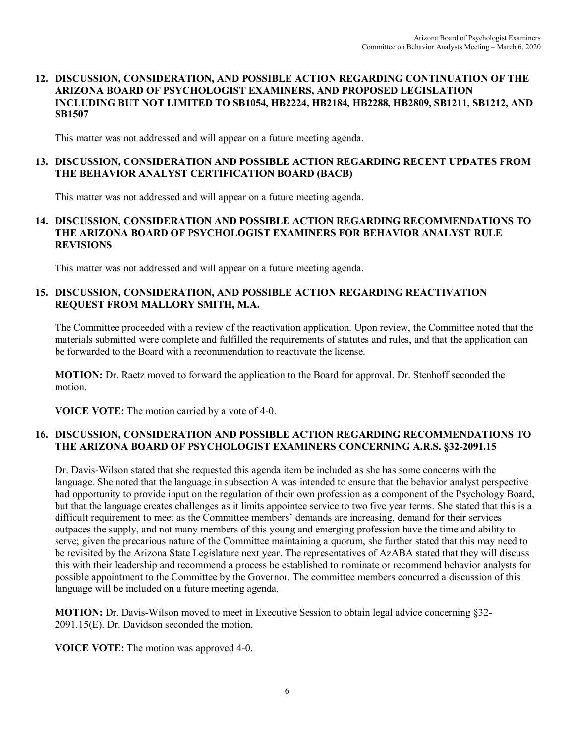**12. DISCUSSION, CONSIDERATION, AND POSSIBLE ACTION REGARDING CONTINUATION OF THE ARIZONA BOARD OF PSYCHOLOGIST EXAMINERS, AND PROPOSED LEGISLATION INCLUDING BUT NOT LIMITED TO SB1054, HB2224, HB2184, HB2288, HB2809, SB1211, SB1212, AND SB1507**

This matter was not addressed and will appear on a future meeting agenda.

**13. DISCUSSION, CONSIDERATION AND POSSIBLE ACTION REGARDING RECENT UPDATES FROM THE BEHAVIOR ANALYST CERTIFICATION BOARD (BACB)**

This matter was not addressed and will appear on a future meeting agenda.

**14. DISCUSSION, CONSIDERATION AND POSSIBLE ACTION REGARDING RECOMMENDATIONS TO THE ARIZONA BOARD OF PSYCHOLOGIST EXAMINERS FOR BEHAVIOR ANALYST RULE REVISIONS**

This matter was not addressed and will appear on a future meeting agenda.

**15. DISCUSSION, CONSIDERATION, AND POSSIBLE ACTION REGARDING REACTIVATION REQUEST FROM MALLORY SMITH, M.A.**

The Committee proceeded with a review of the reactivation application. Upon review, the Committee noted that the materials submitted were complete and fulfilled the requirements of statutes and rules, and that the application can be forwarded to the Board with a recommendation to reactivate the license.

**MOTION:** Dr. Raetz moved to forward the application to the Board for approval. Dr. Stenhoff seconded the motion.

**VOICE VOTE:** The motion carried by a vote of 4-0.

**16. DISCUSSION, CONSIDERATION AND POSSIBLE ACTION REGARDING RECOMMENDATIONS TO THE ARIZONA BOARD OF PSYCHOLOGIST EXAMINERS CONCERNING A.R.S. §32-2091.15**

Dr. Davis-Wilson stated that she requested this agenda item be included as she has some concerns with the language. She noted that the language in subsection A was intended to ensure that the behavior analyst perspective had opportunity to provide input on the regulation of their own profession as a component of the Psychology Board, but that the language creates challenges as it limits appointee service to two five year terms. She stated that this is a difficult requirement to meet as the Committee members' demands are increasing, demand for their services outpaces the supply, and not many members of this young and emerging profession have the time and ability to serve; given the precarious nature of the Committee maintaining a quorum, she further stated that this may need to be revisited by the Arizona State Legislature next year. The representatives of AzABA stated that they will discuss this with their leadership and recommend a process be established to nominate or recommend behavior analysts for possible appointment to the Committee by the Governor. The committee members concurred a discussion of this language will be included on a future meeting agenda.

**MOTION:** Dr. Davis-Wilson moved to meet in Executive Session to obtain legal advice concerning §32-2091.15(E). Dr. Davidson seconded the motion.

**VOICE VOTE:** The motion was approved 4-0.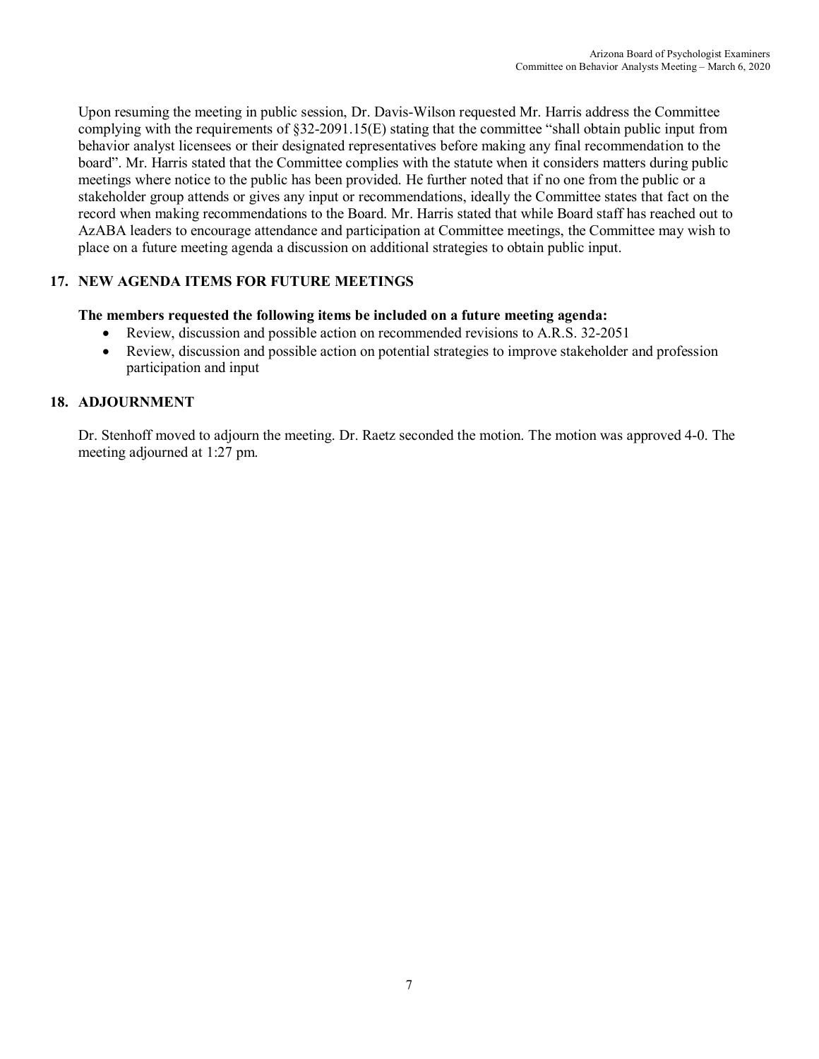Upon resuming the meeting in public session, Dr. Davis-Wilson requested Mr. Harris address the Committee complying with the requirements of §32-2091.15(E) stating that the committee "shall obtain public input from behavior analyst licensees or their designated representatives before making any final recommendation to the board". Mr. Harris stated that the Committee complies with the statute when it considers matters during public meetings where notice to the public has been provided. He further noted that if no one from the public or a stakeholder group attends or gives any input or recommendations, ideally the Committee states that fact on the record when making recommendations to the Board. Mr. Harris stated that while Board staff has reached out to AzABA leaders to encourage attendance and participation at Committee meetings, the Committee may wish to place on a future meeting agenda a discussion on additional strategies to obtain public input.

## 17. NEW AGENDA ITEMS FOR FUTURE MEETINGS

**The members requested the following items be included on a future meeting agenda:**

- Review, discussion and possible action on recommended revisions to A.R.S. 32-2051
- Review, discussion and possible action on potential strategies to improve stakeholder and profession participation and input

## 18. ADJOURNMENT

Dr. Stenhoff moved to adjourn the meeting. Dr. Raetz seconded the motion. The motion was approved 4-0. The meeting adjourned at 1:27 pm.